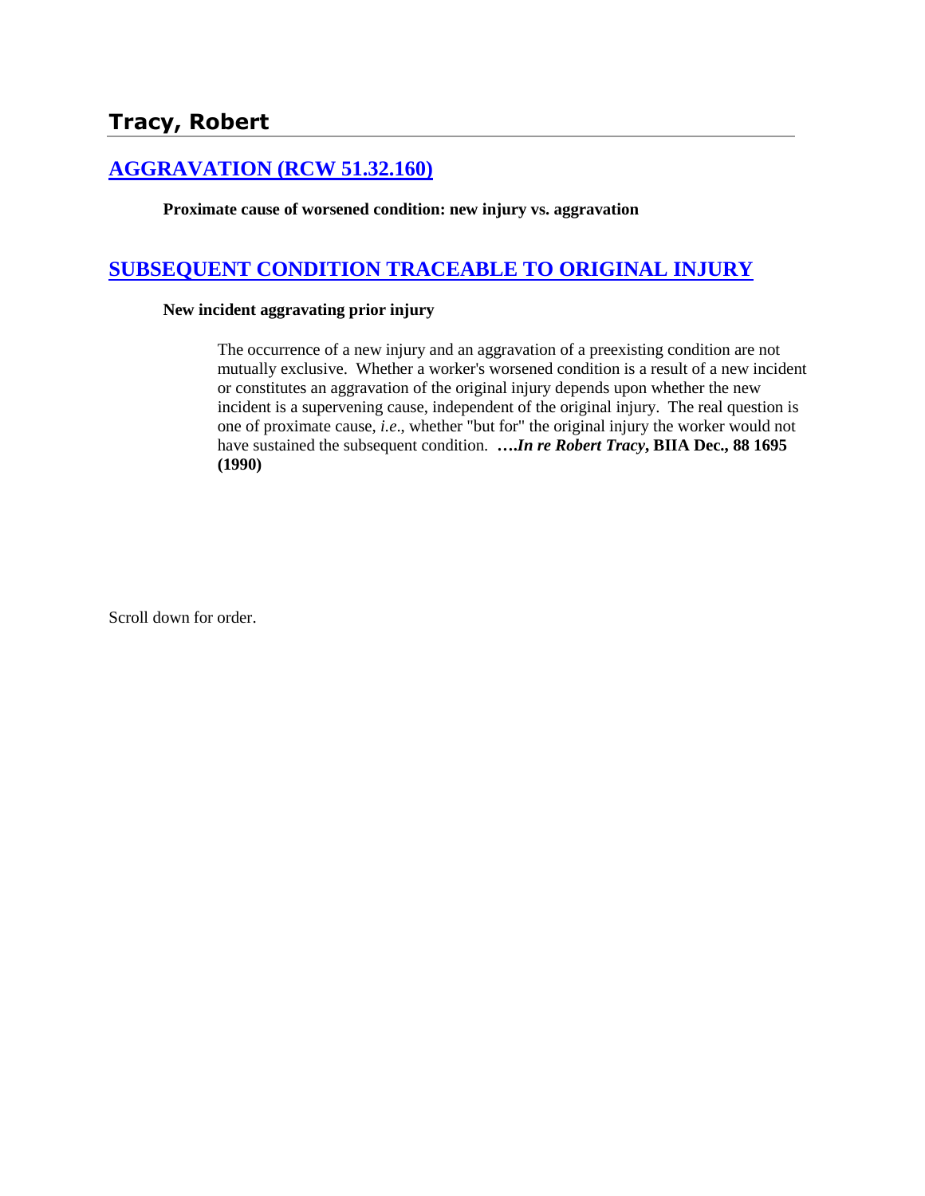# Tracy, Robert

## [AGGRAVATION (RCW 51.32.160)]

**Proximate cause of worsened condition: new injury vs. aggravation**

## [SUBSEQUENT CONDITION TRACEABLE TO ORIGINAL INJURY]

**New incident aggravating prior injury**

> The occurrence of a new injury and an aggravation of a preexisting condition are not mutually exclusive. Whether a worker's worsened condition is a result of a new incident or constitutes an aggravation of the original injury depends upon whether the new incident is a supervening cause, independent of the original injury. The real question is one of proximate cause, *i.e*., whether "but for" the original injury the worker would not have sustained the subsequent condition. **….*In re Robert Tracy*, BIIA Dec., 88 1695 (1990)**

Scroll down for order.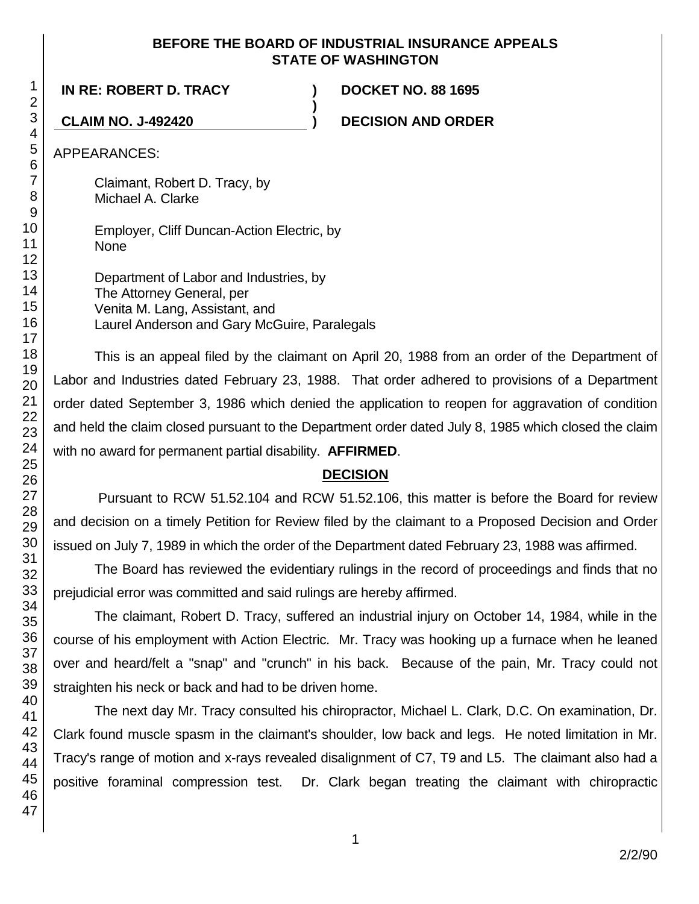**BEFORE THE BOARD OF INDUSTRIAL INSURANCE APPEALS**
**STATE OF WASHINGTON**

**IN RE: ROBERT D. TRACY** ) **DOCKET NO. 88 1695**
)
**CLAIM NO. J-492420** ) **DECISION AND ORDER**

APPEARANCES:

Claimant, Robert D. Tracy, by
Michael A. Clarke

Employer, Cliff Duncan-Action Electric, by
None

Department of Labor and Industries, by
The Attorney General, per
Venita M. Lang, Assistant, and
Laurel Anderson and Gary McGuire, Paralegals

This is an appeal filed by the claimant on April 20, 1988 from an order of the Department of Labor and Industries dated February 23, 1988. That order adhered to provisions of a Department order dated September 3, 1986 which denied the application to reopen for aggravation of condition and held the claim closed pursuant to the Department order dated July 8, 1985 which closed the claim with no award for permanent partial disability. **AFFIRMED**.

**DECISION**

Pursuant to RCW 51.52.104 and RCW 51.52.106, this matter is before the Board for review and decision on a timely Petition for Review filed by the claimant to a Proposed Decision and Order issued on July 7, 1989 in which the order of the Department dated February 23, 1988 was affirmed.

The Board has reviewed the evidentiary rulings in the record of proceedings and finds that no prejudicial error was committed and said rulings are hereby affirmed.

The claimant, Robert D. Tracy, suffered an industrial injury on October 14, 1984, while in the course of his employment with Action Electric. Mr. Tracy was hooking up a furnace when he leaned over and heard/felt a "snap" and "crunch" in his back. Because of the pain, Mr. Tracy could not straighten his neck or back and had to be driven home.

The next day Mr. Tracy consulted his chiropractor, Michael L. Clark, D.C. On examination, Dr. Clark found muscle spasm in the claimant's shoulder, low back and legs. He noted limitation in Mr. Tracy's range of motion and x-rays revealed disalignment of C7, T9 and L5. The claimant also had a positive foraminal compression test. Dr. Clark began treating the claimant with chiropractic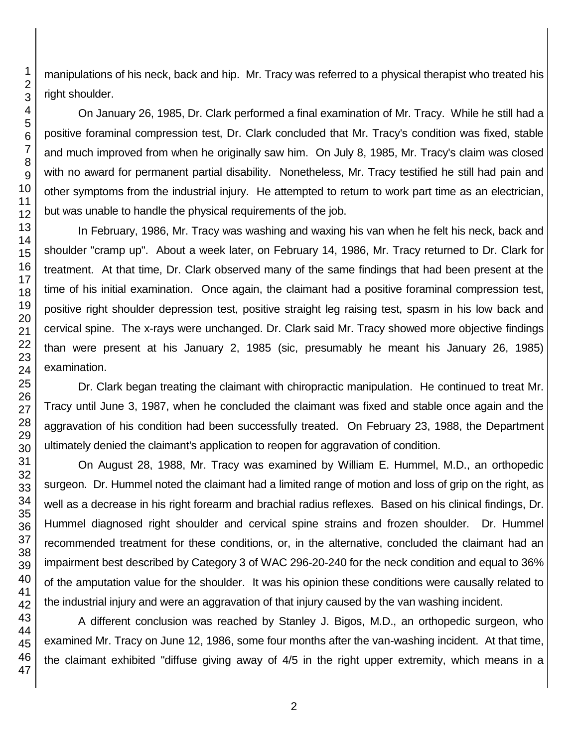manipulations of his neck, back and hip. Mr. Tracy was referred to a physical therapist who treated his right shoulder.

On January 26, 1985, Dr. Clark performed a final examination of Mr. Tracy. While he still had a positive foraminal compression test, Dr. Clark concluded that Mr. Tracy's condition was fixed, stable and much improved from when he originally saw him. On July 8, 1985, Mr. Tracy's claim was closed with no award for permanent partial disability. Nonetheless, Mr. Tracy testified he still had pain and other symptoms from the industrial injury. He attempted to return to work part time as an electrician, but was unable to handle the physical requirements of the job.

In February, 1986, Mr. Tracy was washing and waxing his van when he felt his neck, back and shoulder "cramp up". About a week later, on February 14, 1986, Mr. Tracy returned to Dr. Clark for treatment. At that time, Dr. Clark observed many of the same findings that had been present at the time of his initial examination. Once again, the claimant had a positive foraminal compression test, positive right shoulder depression test, positive straight leg raising test, spasm in his low back and cervical spine. The x-rays were unchanged. Dr. Clark said Mr. Tracy showed more objective findings than were present at his January 2, 1985 (sic, presumably he meant his January 26, 1985) examination.

Dr. Clark began treating the claimant with chiropractic manipulation. He continued to treat Mr. Tracy until June 3, 1987, when he concluded the claimant was fixed and stable once again and the aggravation of his condition had been successfully treated. On February 23, 1988, the Department ultimately denied the claimant's application to reopen for aggravation of condition.

On August 28, 1988, Mr. Tracy was examined by William E. Hummel, M.D., an orthopedic surgeon. Dr. Hummel noted the claimant had a limited range of motion and loss of grip on the right, as well as a decrease in his right forearm and brachial radius reflexes. Based on his clinical findings, Dr. Hummel diagnosed right shoulder and cervical spine strains and frozen shoulder. Dr. Hummel recommended treatment for these conditions, or, in the alternative, concluded the claimant had an impairment best described by Category 3 of WAC 296-20-240 for the neck condition and equal to 36% of the amputation value for the shoulder. It was his opinion these conditions were causally related to the industrial injury and were an aggravation of that injury caused by the van washing incident.

A different conclusion was reached by Stanley J. Bigos, M.D., an orthopedic surgeon, who examined Mr. Tracy on June 12, 1986, some four months after the van-washing incident. At that time, the claimant exhibited "diffuse giving away of 4/5 in the right upper extremity, which means in a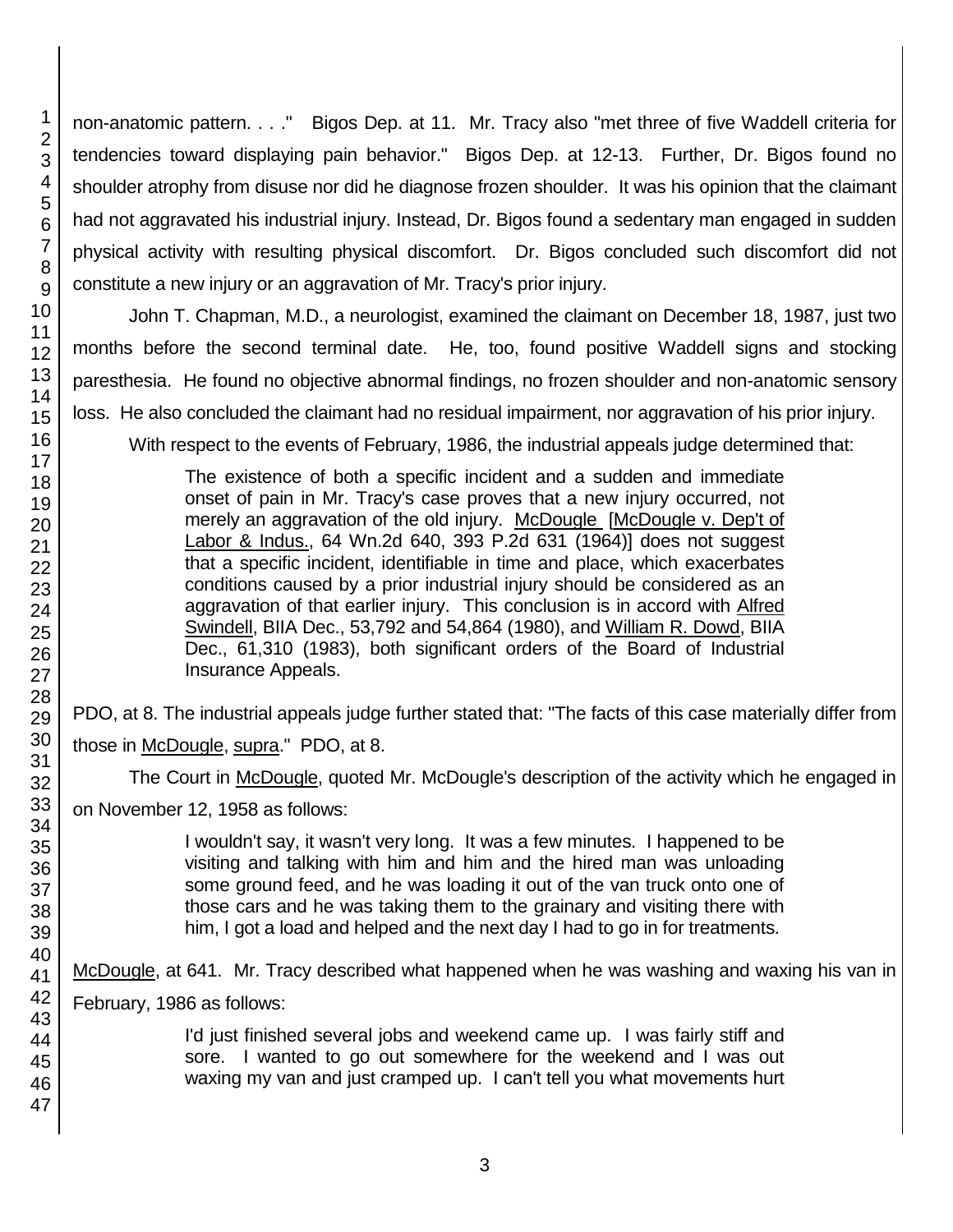non-anatomic pattern. . . ." Bigos Dep. at 11. Mr. Tracy also "met three of five Waddell criteria for tendencies toward displaying pain behavior." Bigos Dep. at 12-13. Further, Dr. Bigos found no shoulder atrophy from disuse nor did he diagnose frozen shoulder. It was his opinion that the claimant had not aggravated his industrial injury. Instead, Dr. Bigos found a sedentary man engaged in sudden physical activity with resulting physical discomfort. Dr. Bigos concluded such discomfort did not constitute a new injury or an aggravation of Mr. Tracy's prior injury.

John T. Chapman, M.D., a neurologist, examined the claimant on December 18, 1987, just two months before the second terminal date. He, too, found positive Waddell signs and stocking paresthesia. He found no objective abnormal findings, no frozen shoulder and non-anatomic sensory loss. He also concluded the claimant had no residual impairment, nor aggravation of his prior injury.

With respect to the events of February, 1986, the industrial appeals judge determined that:

> The existence of both a specific incident and a sudden and immediate onset of pain in Mr. Tracy's case proves that a new injury occurred, not merely an aggravation of the old injury. McDougle [McDougle v. Dep't of Labor & Indus., 64 Wn.2d 640, 393 P.2d 631 (1964)] does not suggest that a specific incident, identifiable in time and place, which exacerbates conditions caused by a prior industrial injury should be considered as an aggravation of that earlier injury. This conclusion is in accord with Alfred Swindell, BIIA Dec., 53,792 and 54,864 (1980), and William R. Dowd, BIIA Dec., 61,310 (1983), both significant orders of the Board of Industrial Insurance Appeals.

PDO, at 8. The industrial appeals judge further stated that: "The facts of this case materially differ from those in McDougle, supra." PDO, at 8.

The Court in McDougle, quoted Mr. McDougle's description of the activity which he engaged in on November 12, 1958 as follows:

> I wouldn't say, it wasn't very long. It was a few minutes. I happened to be visiting and talking with him and him and the hired man was unloading some ground feed, and he was loading it out of the van truck onto one of those cars and he was taking them to the grainary and visiting there with him, I got a load and helped and the next day I had to go in for treatments.

McDougle, at 641. Mr. Tracy described what happened when he was washing and waxing his van in February, 1986 as follows:

> I'd just finished several jobs and weekend came up. I was fairly stiff and sore. I wanted to go out somewhere for the weekend and I was out waxing my van and just cramped up. I can't tell you what movements hurt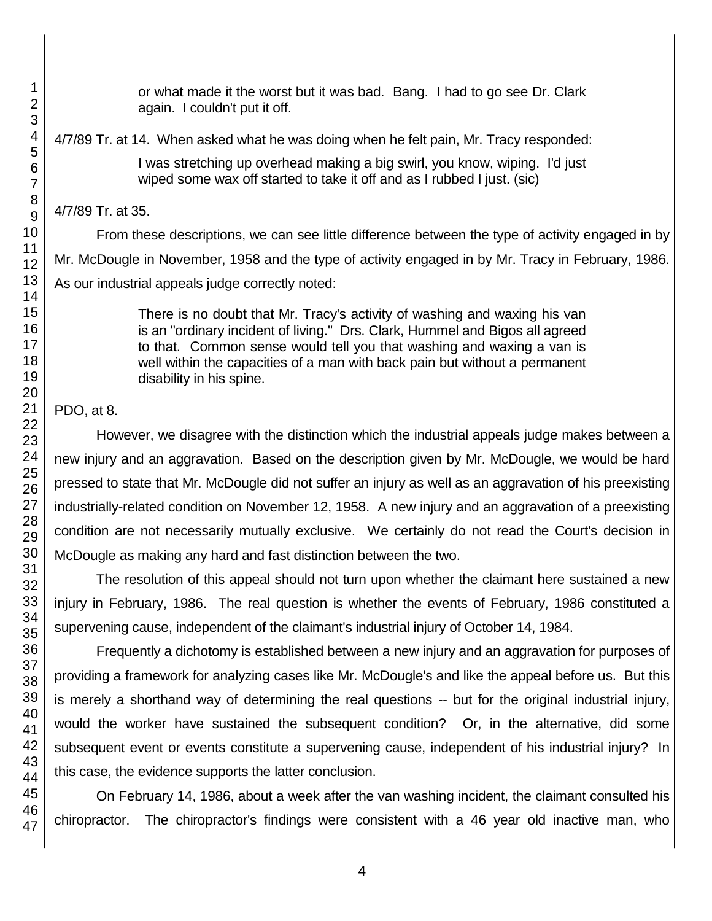> or what made it the worst but it was bad. Bang. I had to go see Dr. Clark again. I couldn't put it off.

4/7/89 Tr. at 14. When asked what he was doing when he felt pain, Mr. Tracy responded:

> I was stretching up overhead making a big swirl, you know, wiping. I'd just wiped some wax off started to take it off and as I rubbed I just. (sic)

4/7/89 Tr. at 35.

From these descriptions, we can see little difference between the type of activity engaged in by Mr. McDougle in November, 1958 and the type of activity engaged in by Mr. Tracy in February, 1986. As our industrial appeals judge correctly noted:

> There is no doubt that Mr. Tracy's activity of washing and waxing his van is an "ordinary incident of living." Drs. Clark, Hummel and Bigos all agreed to that. Common sense would tell you that washing and waxing a van is well within the capacities of a man with back pain but without a permanent disability in his spine.

PDO, at 8.

However, we disagree with the distinction which the industrial appeals judge makes between a new injury and an aggravation. Based on the description given by Mr. McDougle, we would be hard pressed to state that Mr. McDougle did not suffer an injury as well as an aggravation of his preexisting industrially-related condition on November 12, 1958. A new injury and an aggravation of a preexisting condition are not necessarily mutually exclusive. We certainly do not read the Court's decision in McDougle as making any hard and fast distinction between the two.

The resolution of this appeal should not turn upon whether the claimant here sustained a new injury in February, 1986. The real question is whether the events of February, 1986 constituted a supervening cause, independent of the claimant's industrial injury of October 14, 1984.

Frequently a dichotomy is established between a new injury and an aggravation for purposes of providing a framework for analyzing cases like Mr. McDougle's and like the appeal before us. But this is merely a shorthand way of determining the real questions -- but for the original industrial injury, would the worker have sustained the subsequent condition? Or, in the alternative, did some subsequent event or events constitute a supervening cause, independent of his industrial injury? In this case, the evidence supports the latter conclusion.

On February 14, 1986, about a week after the van washing incident, the claimant consulted his chiropractor. The chiropractor's findings were consistent with a 46 year old inactive man, who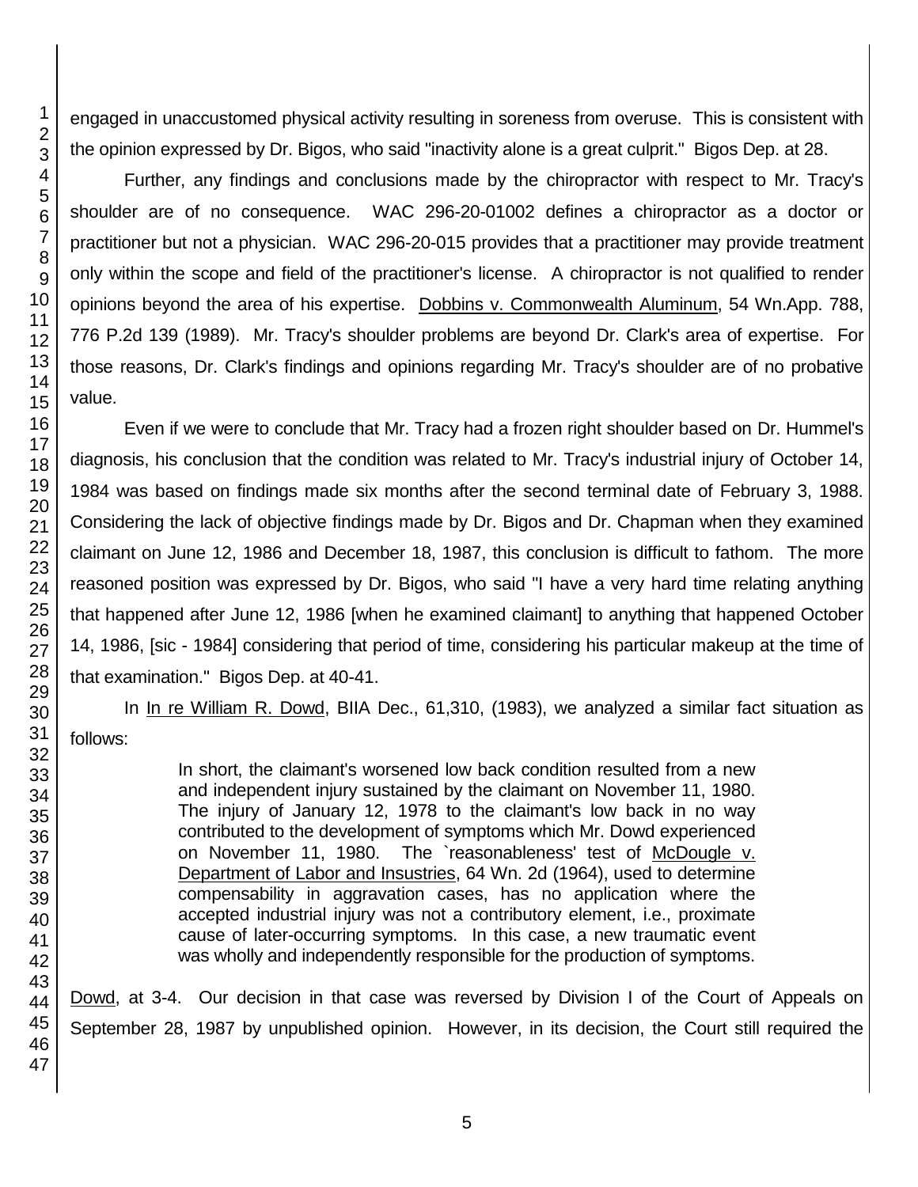engaged in unaccustomed physical activity resulting in soreness from overuse. This is consistent with the opinion expressed by Dr. Bigos, who said "inactivity alone is a great culprit." Bigos Dep. at 28.

Further, any findings and conclusions made by the chiropractor with respect to Mr. Tracy's shoulder are of no consequence. WAC 296-20-01002 defines a chiropractor as a doctor or practitioner but not a physician. WAC 296-20-015 provides that a practitioner may provide treatment only within the scope and field of the practitioner's license. A chiropractor is not qualified to render opinions beyond the area of his expertise. Dobbins v. Commonwealth Aluminum, 54 Wn.App. 788, 776 P.2d 139 (1989). Mr. Tracy's shoulder problems are beyond Dr. Clark's area of expertise. For those reasons, Dr. Clark's findings and opinions regarding Mr. Tracy's shoulder are of no probative value.

Even if we were to conclude that Mr. Tracy had a frozen right shoulder based on Dr. Hummel's diagnosis, his conclusion that the condition was related to Mr. Tracy's industrial injury of October 14, 1984 was based on findings made six months after the second terminal date of February 3, 1988. Considering the lack of objective findings made by Dr. Bigos and Dr. Chapman when they examined claimant on June 12, 1986 and December 18, 1987, this conclusion is difficult to fathom. The more reasoned position was expressed by Dr. Bigos, who said "I have a very hard time relating anything that happened after June 12, 1986 [when he examined claimant] to anything that happened October 14, 1986, [sic - 1984] considering that period of time, considering his particular makeup at the time of that examination." Bigos Dep. at 40-41.

In In re William R. Dowd, BIIA Dec., 61,310, (1983), we analyzed a similar fact situation as follows:

> In short, the claimant's worsened low back condition resulted from a new and independent injury sustained by the claimant on November 11, 1980. The injury of January 12, 1978 to the claimant's low back in no way contributed to the development of symptoms which Mr. Dowd experienced on November 11, 1980. The `reasonableness' test of McDougle v. Department of Labor and Insustries, 64 Wn. 2d (1964), used to determine compensability in aggravation cases, has no application where the accepted industrial injury was not a contributory element, i.e., proximate cause of later-occurring symptoms. In this case, a new traumatic event was wholly and independently responsible for the production of symptoms.

Dowd, at 3-4. Our decision in that case was reversed by Division I of the Court of Appeals on September 28, 1987 by unpublished opinion. However, in its decision, the Court still required the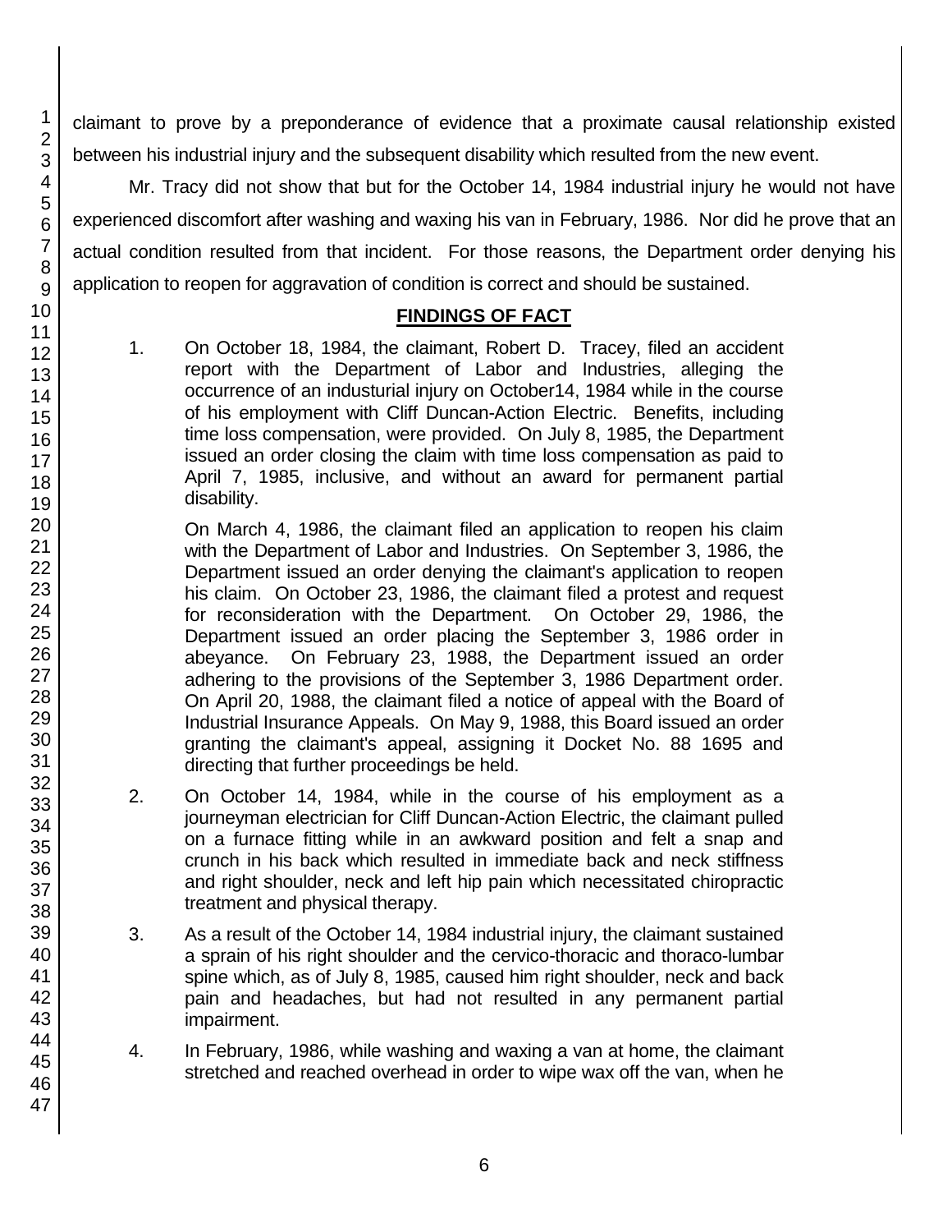claimant to prove by a preponderance of evidence that a proximate causal relationship existed between his industrial injury and the subsequent disability which resulted from the new event.

Mr. Tracy did not show that but for the October 14, 1984 industrial injury he would not have experienced discomfort after washing and waxing his van in February, 1986. Nor did he prove that an actual condition resulted from that incident. For those reasons, the Department order denying his application to reopen for aggravation of condition is correct and should be sustained.

## FINDINGS OF FACT

1. On October 18, 1984, the claimant, Robert D. Tracey, filed an accident report with the Department of Labor and Industries, alleging the occurrence of an industurial injury on October14, 1984 while in the course of his employment with Cliff Duncan-Action Electric. Benefits, including time loss compensation, were provided. On July 8, 1985, the Department issued an order closing the claim with time loss compensation as paid to April 7, 1985, inclusive, and without an award for permanent partial disability.

   On March 4, 1986, the claimant filed an application to reopen his claim with the Department of Labor and Industries. On September 3, 1986, the Department issued an order denying the claimant's application to reopen his claim. On October 23, 1986, the claimant filed a protest and request for reconsideration with the Department. On October 29, 1986, the Department issued an order placing the September 3, 1986 order in abeyance. On February 23, 1988, the Department issued an order adhering to the provisions of the September 3, 1986 Department order. On April 20, 1988, the claimant filed a notice of appeal with the Board of Industrial Insurance Appeals. On May 9, 1988, this Board issued an order granting the claimant's appeal, assigning it Docket No. 88 1695 and directing that further proceedings be held.

2. On October 14, 1984, while in the course of his employment as a journeyman electrician for Cliff Duncan-Action Electric, the claimant pulled on a furnace fitting while in an awkward position and felt a snap and crunch in his back which resulted in immediate back and neck stiffness and right shoulder, neck and left hip pain which necessitated chiropractic treatment and physical therapy.

3. As a result of the October 14, 1984 industrial injury, the claimant sustained a sprain of his right shoulder and the cervico-thoracic and thoraco-lumbar spine which, as of July 8, 1985, caused him right shoulder, neck and back pain and headaches, but had not resulted in any permanent partial impairment.

4. In February, 1986, while washing and waxing a van at home, the claimant stretched and reached overhead in order to wipe wax off the van, when he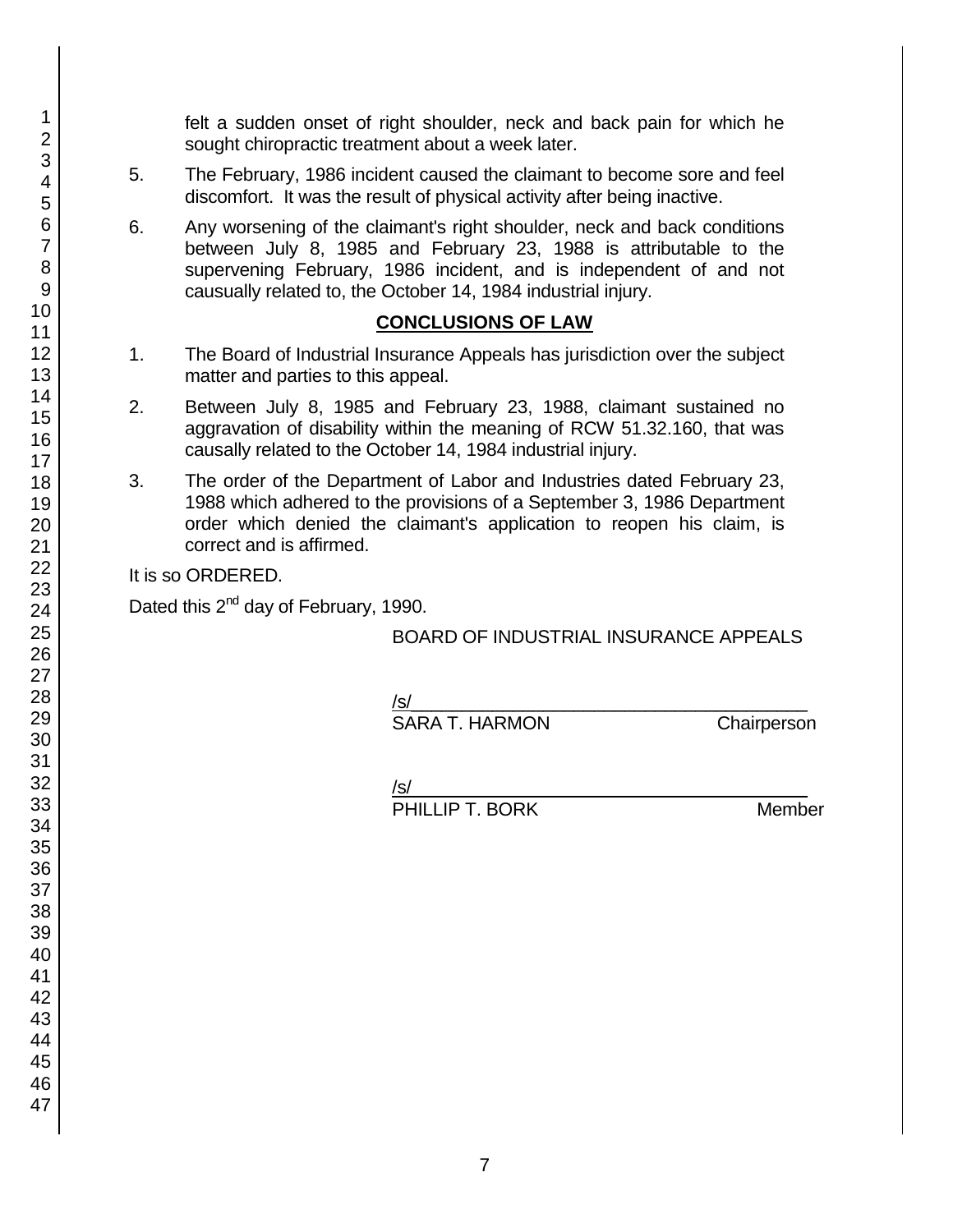felt a sudden onset of right shoulder, neck and back pain for which he sought chiropractic treatment about a week later.

5. The February, 1986 incident caused the claimant to become sore and feel discomfort. It was the result of physical activity after being inactive.

6. Any worsening of the claimant's right shoulder, neck and back conditions between July 8, 1985 and February 23, 1988 is attributable to the supervening February, 1986 incident, and is independent of and not causually related to, the October 14, 1984 industrial injury.

## CONCLUSIONS OF LAW

1. The Board of Industrial Insurance Appeals has jurisdiction over the subject matter and parties to this appeal.

2. Between July 8, 1985 and February 23, 1988, claimant sustained no aggravation of disability within the meaning of RCW 51.32.160, that was causally related to the October 14, 1984 industrial injury.

3. The order of the Department of Labor and Industries dated February 23, 1988 which adhered to the provisions of a September 3, 1986 Department order which denied the claimant's application to reopen his claim, is correct and is affirmed.

It is so ORDERED.

Dated this 2nd day of February, 1990.

BOARD OF INDUSTRIAL INSURANCE APPEALS

/s/
SARA T. HARMON Chairperson

/s/
PHILLIP T. BORK Member